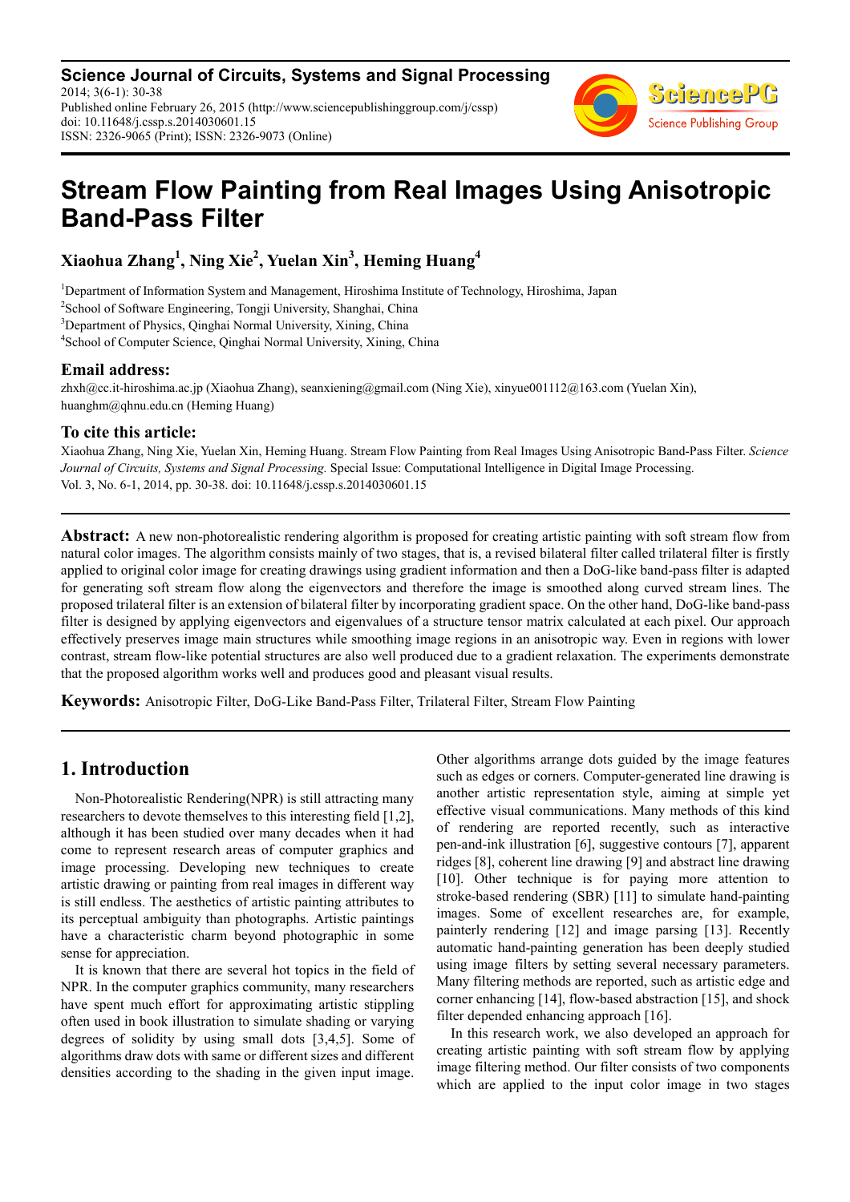**Science Journal of Circuits, Systems and Signal Processing**
2014; 3(6-1): 30-38
Published online February 26, 2015 (http://www.sciencepublishinggroup.com/j/cssp)
doi: 10.11648/j.cssp.s.2014030601.15
ISSN: 2326-9065 (Print); ISSN: 2326-9073 (Online)

# Stream Flow Painting from Real Images Using Anisotropic Band-Pass Filter

**Xiaohua Zhang[1], Ning Xie[2], Yuelan Xin[3], Heming Huang[4]**

[1]Department of Information System and Management, Hiroshima Institute of Technology, Hiroshima, Japan
[2]School of Software Engineering, Tongji University, Shanghai, China
[3]Department of Physics, Qinghai Normal University, Xining, China
[4]School of Computer Science, Qinghai Normal University, Xining, China

## Email address:

zhxh@cc.it-hiroshima.ac.jp (Xiaohua Zhang), seanxiening@gmail.com (Ning Xie), xinyue001112@163.com (Yuelan Xin), huanghm@qhnu.edu.cn (Heming Huang)

## To cite this article:

Xiaohua Zhang, Ning Xie, Yuelan Xin, Heming Huang. Stream Flow Painting from Real Images Using Anisotropic Band-Pass Filter. *Science Journal of Circuits, Systems and Signal Processing.* Special Issue: Computational Intelligence in Digital Image Processing. Vol. 3, No. 6-1, 2014, pp. 30-38. doi: 10.11648/j.cssp.s.2014030601.15

---

**Abstract:** A new non-photorealistic rendering algorithm is proposed for creating artistic painting with soft stream flow from natural color images. The algorithm consists mainly of two stages, that is, a revised bilateral filter called trilateral filter is firstly applied to original color image for creating drawings using gradient information and then a DoG-like band-pass filter is adapted for generating soft stream flow along the eigenvectors and therefore the image is smoothed along curved stream lines. The proposed trilateral filter is an extension of bilateral filter by incorporating gradient space. On the other hand, DoG-like band-pass filter is designed by applying eigenvectors and eigenvalues of a structure tensor matrix calculated at each pixel. Our approach effectively preserves image main structures while smoothing image regions in an anisotropic way. Even in regions with lower contrast, stream flow-like potential structures are also well produced due to a gradient relaxation. The experiments demonstrate that the proposed algorithm works well and produces good and pleasant visual results.

**Keywords:** Anisotropic Filter, DoG-Like Band-Pass Filter, Trilateral Filter, Stream Flow Painting

---

## 1. Introduction

Non-Photorealistic Rendering(NPR) is still attracting many researchers to devote themselves to this interesting field [1,2], although it has been studied over many decades when it had come to represent research areas of computer graphics and image processing. Developing new techniques to create artistic drawing or painting from real images in different way is still endless. The aesthetics of artistic painting attributes to its perceptual ambiguity than photographs. Artistic paintings have a characteristic charm beyond photographic in some sense for appreciation.

It is known that there are several hot topics in the field of NPR. In the computer graphics community, many researchers have spent much effort for approximating artistic stippling often used in book illustration to simulate shading or varying degrees of solidity by using small dots [3,4,5]. Some of algorithms draw dots with same or different sizes and different densities according to the shading in the given input image. Other algorithms arrange dots guided by the image features such as edges or corners. Computer-generated line drawing is another artistic representation style, aiming at simple yet effective visual communications. Many methods of this kind of rendering are reported recently, such as interactive pen-and-ink illustration [6], suggestive contours [7], apparent ridges [8], coherent line drawing [9] and abstract line drawing [10]. Other technique is for paying more attention to stroke-based rendering (SBR) [11] to simulate hand-painting images. Some of excellent researches are, for example, painterly rendering [12] and image parsing [13]. Recently automatic hand-painting generation has been deeply studied using image filters by setting several necessary parameters. Many filtering methods are reported, such as artistic edge and corner enhancing [14], flow-based abstraction [15], and shock filter depended enhancing approach [16].

In this research work, we also developed an approach for creating artistic painting with soft stream flow by applying image filtering method. Our filter consists of two components which are applied to the input color image in two stages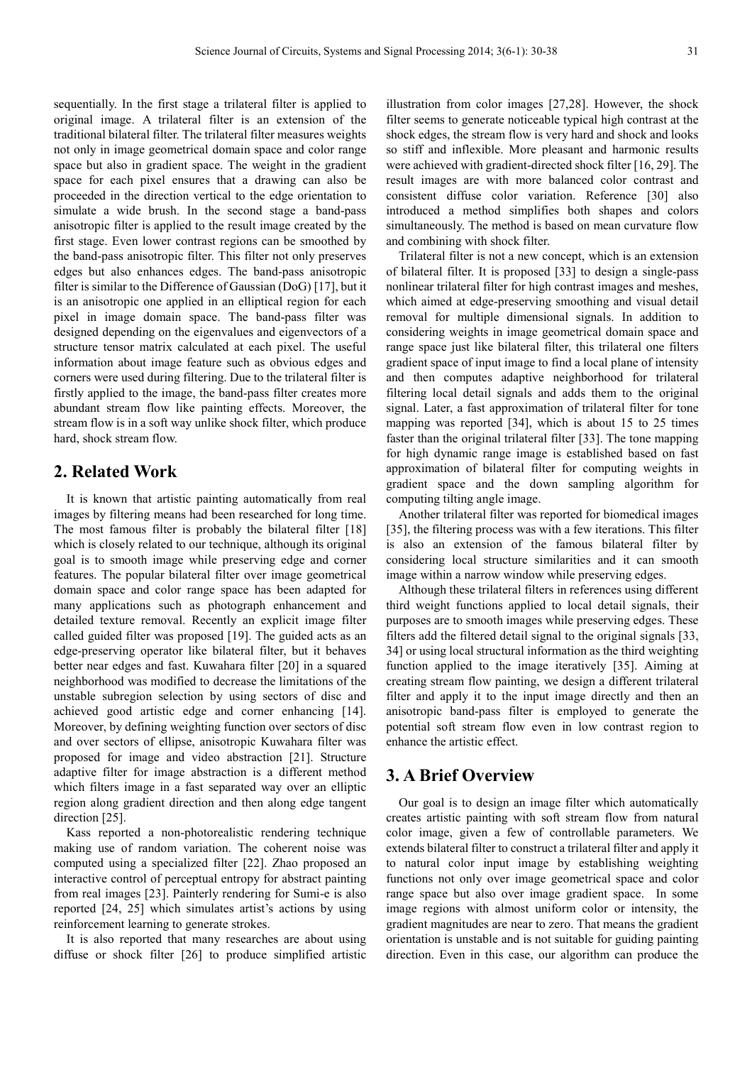sequentially. In the first stage a trilateral filter is applied to original image. A trilateral filter is an extension of the traditional bilateral filter. The trilateral filter measures weights not only in image geometrical domain space and color range space but also in gradient space. The weight in the gradient space for each pixel ensures that a drawing can also be proceeded in the direction vertical to the edge orientation to simulate a wide brush. In the second stage a band-pass anisotropic filter is applied to the result image created by the first stage. Even lower contrast regions can be smoothed by the band-pass anisotropic filter. This filter not only preserves edges but also enhances edges. The band-pass anisotropic filter is similar to the Difference of Gaussian (DoG) [17], but it is an anisotropic one applied in an elliptical region for each pixel in image domain space. The band-pass filter was designed depending on the eigenvalues and eigenvectors of a structure tensor matrix calculated at each pixel. The useful information about image feature such as obvious edges and corners were used during filtering. Due to the trilateral filter is firstly applied to the image, the band-pass filter creates more abundant stream flow like painting effects. Moreover, the stream flow is in a soft way unlike shock filter, which produce hard, shock stream flow.

## 2. Related Work

It is known that artistic painting automatically from real images by filtering means had been researched for long time. The most famous filter is probably the bilateral filter [18] which is closely related to our technique, although its original goal is to smooth image while preserving edge and corner features. The popular bilateral filter over image geometrical domain space and color range space has been adapted for many applications such as photograph enhancement and detailed texture removal. Recently an explicit image filter called guided filter was proposed [19]. The guided acts as an edge-preserving operator like bilateral filter, but it behaves better near edges and fast. Kuwahara filter [20] in a squared neighborhood was modified to decrease the limitations of the unstable subregion selection by using sectors of disc and achieved good artistic edge and corner enhancing [14]. Moreover, by defining weighting function over sectors of disc and over sectors of ellipse, anisotropic Kuwahara filter was proposed for image and video abstraction [21]. Structure adaptive filter for image abstraction is a different method which filters image in a fast separated way over an elliptic region along gradient direction and then along edge tangent direction [25].

Kass reported a non-photorealistic rendering technique making use of random variation. The coherent noise was computed using a specialized filter [22]. Zhao proposed an interactive control of perceptual entropy for abstract painting from real images [23]. Painterly rendering for Sumi-e is also reported [24, 25] which simulates artist's actions by using reinforcement learning to generate strokes.

It is also reported that many researches are about using diffuse or shock filter [26] to produce simplified artistic illustration from color images [27,28]. However, the shock filter seems to generate noticeable typical high contrast at the shock edges, the stream flow is very hard and shock and looks so stiff and inflexible. More pleasant and harmonic results were achieved with gradient-directed shock filter [16, 29]. The result images are with more balanced color contrast and consistent diffuse color variation. Reference [30] also introduced a method simplifies both shapes and colors simultaneously. The method is based on mean curvature flow and combining with shock filter.

Trilateral filter is not a new concept, which is an extension of bilateral filter. It is proposed [33] to design a single-pass nonlinear trilateral filter for high contrast images and meshes, which aimed at edge-preserving smoothing and visual detail removal for multiple dimensional signals. In addition to considering weights in image geometrical domain space and range space just like bilateral filter, this trilateral one filters gradient space of input image to find a local plane of intensity and then computes adaptive neighborhood for trilateral filtering local detail signals and adds them to the original signal. Later, a fast approximation of trilateral filter for tone mapping was reported [34], which is about 15 to 25 times faster than the original trilateral filter [33]. The tone mapping for high dynamic range image is established based on fast approximation of bilateral filter for computing weights in gradient space and the down sampling algorithm for computing tilting angle image.

Another trilateral filter was reported for biomedical images [35], the filtering process was with a few iterations. This filter is also an extension of the famous bilateral filter by considering local structure similarities and it can smooth image within a narrow window while preserving edges.

Although these trilateral filters in references using different third weight functions applied to local detail signals, their purposes are to smooth images while preserving edges. These filters add the filtered detail signal to the original signals [33, 34] or using local structural information as the third weighting function applied to the image iteratively [35]. Aiming at creating stream flow painting, we design a different trilateral filter and apply it to the input image directly and then an anisotropic band-pass filter is employed to generate the potential soft stream flow even in low contrast region to enhance the artistic effect.

## 3. A Brief Overview

Our goal is to design an image filter which automatically creates artistic painting with soft stream flow from natural color image, given a few of controllable parameters. We extends bilateral filter to construct a trilateral filter and apply it to natural color input image by establishing weighting functions not only over image geometrical space and color range space but also over image gradient space. In some image regions with almost uniform color or intensity, the gradient magnitudes are near to zero. That means the gradient orientation is unstable and is not suitable for guiding painting direction. Even in this case, our algorithm can produce the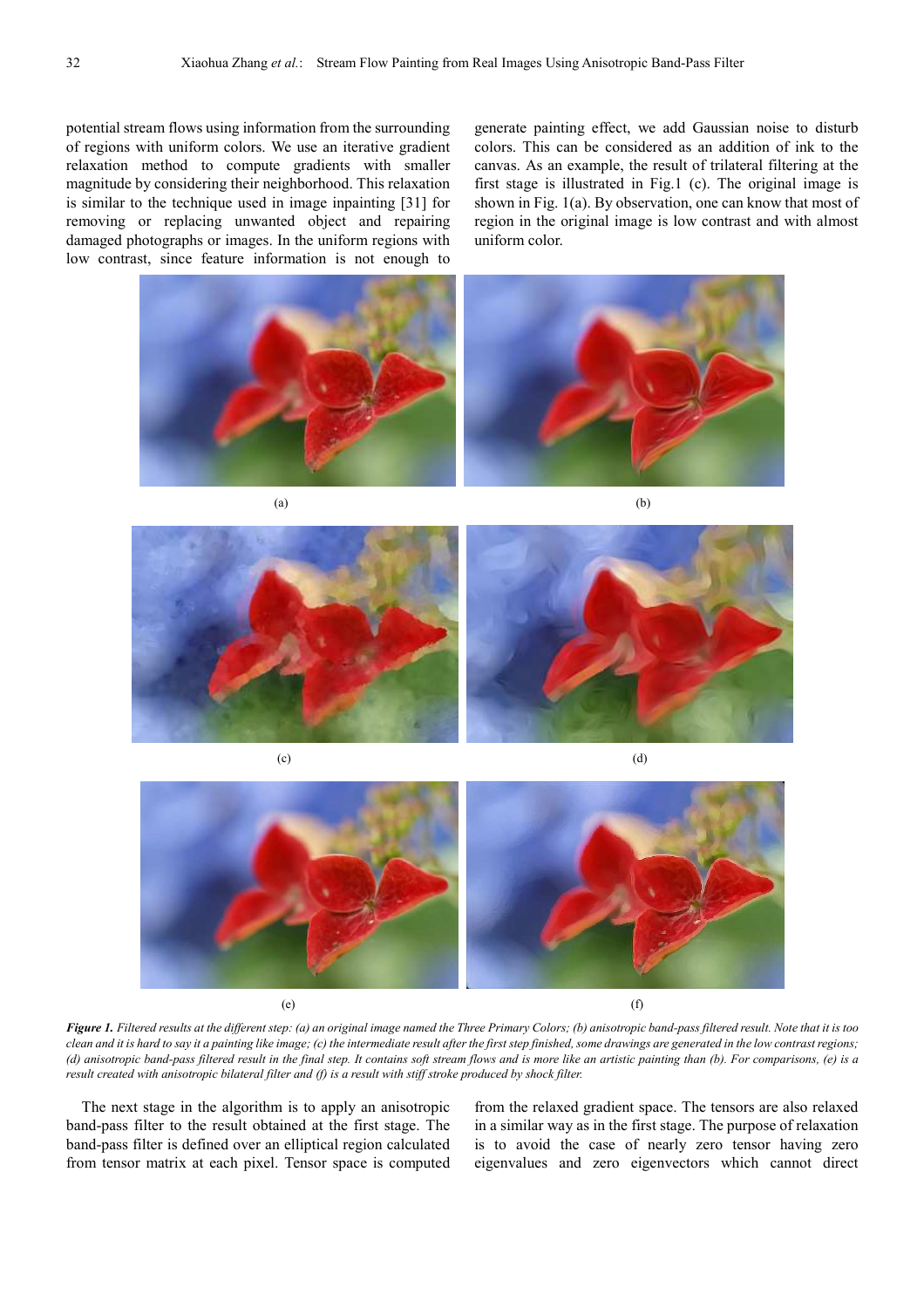potential stream flows using information from the surrounding of regions with uniform colors. We use an iterative gradient relaxation method to compute gradients with smaller magnitude by considering their neighborhood. This relaxation is similar to the technique used in image inpainting [31] for removing or replacing unwanted object and repairing damaged photographs or images. In the uniform regions with low contrast, since feature information is not enough to generate painting effect, we add Gaussian noise to disturb colors. This can be considered as an addition of ink to the canvas. As an example, the result of trilateral filtering at the first stage is illustrated in Fig.1 (c). The original image is shown in Fig. 1(a). By observation, one can know that most of region in the original image is low contrast and with almost uniform color.

(a) (b)

(c) (d)

(e) (f)

***Figure 1.*** *Filtered results at the different step: (a) an original image named the Three Primary Colors; (b) anisotropic band-pass filtered result. Note that it is too clean and it is hard to say it a painting like image; (c) the intermediate result after the first step finished, some drawings are generated in the low contrast regions; (d) anisotropic band-pass filtered result in the final step. It contains soft stream flows and is more like an artistic painting than (b). For comparisons, (e) is a result created with anisotropic bilateral filter and (f) is a result with stiff stroke produced by shock filter.*

The next stage in the algorithm is to apply an anisotropic band-pass filter to the result obtained at the first stage. The band-pass filter is defined over an elliptical region calculated from tensor matrix at each pixel. Tensor space is computed from the relaxed gradient space. The tensors are also relaxed in a similar way as in the first stage. The purpose of relaxation is to avoid the case of nearly zero tensor having zero eigenvalues and zero eigenvectors which cannot direct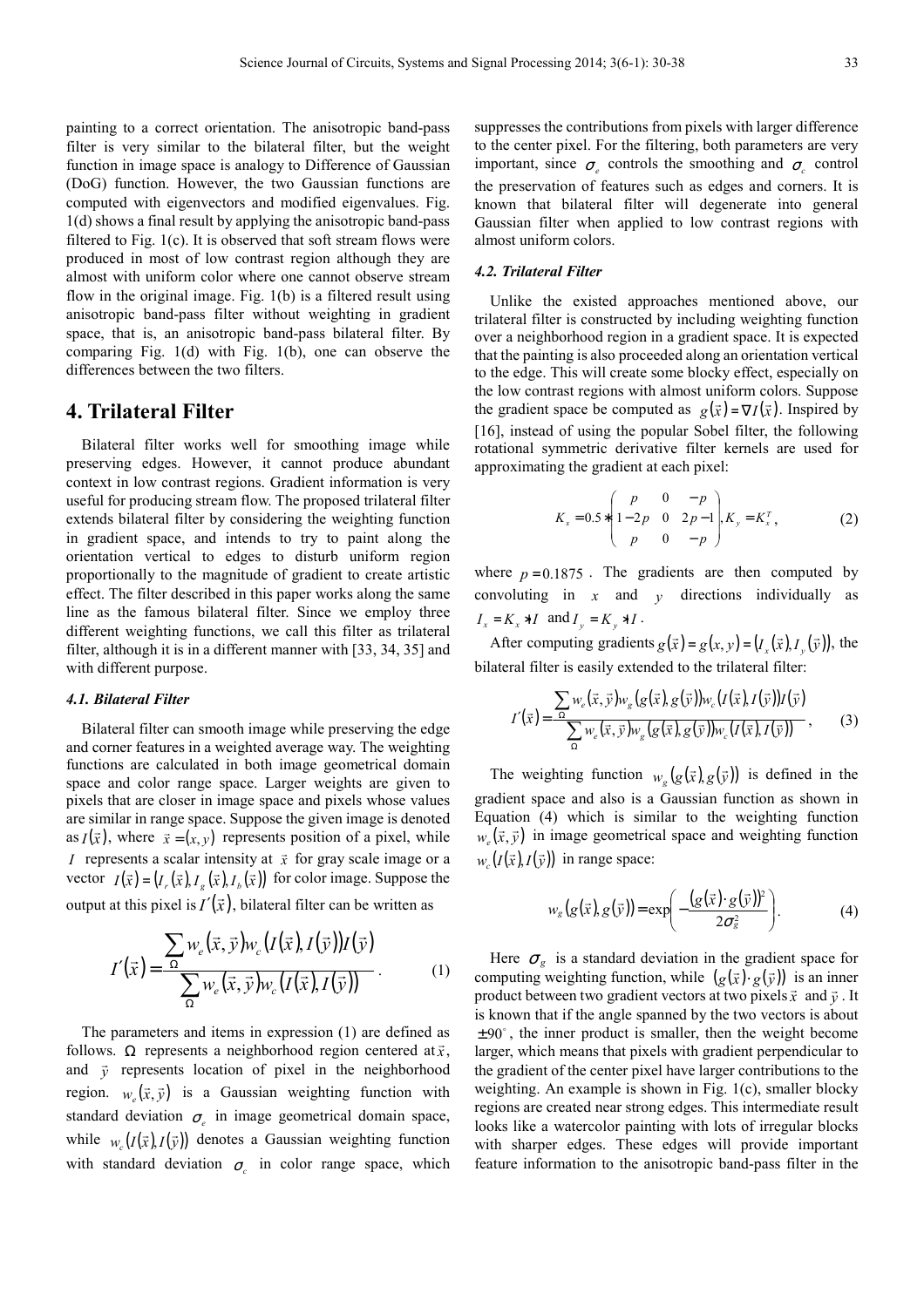painting to a correct orientation. The anisotropic band-pass filter is very similar to the bilateral filter, but the weight function in image space is analogy to Difference of Gaussian (DoG) function. However, the two Gaussian functions are computed with eigenvectors and modified eigenvalues. Fig. 1(d) shows a final result by applying the anisotropic band-pass filtered to Fig. 1(c). It is observed that soft stream flows were produced in most of low contrast region although they are almost with uniform color where one cannot observe stream flow in the original image. Fig. 1(b) is a filtered result using anisotropic band-pass filter without weighting in gradient space, that is, an anisotropic band-pass bilateral filter. By comparing Fig. 1(d) with Fig. 1(b), one can observe the differences between the two filters.

# 4. Trilateral Filter

Bilateral filter works well for smoothing image while preserving edges. However, it cannot produce abundant context in low contrast regions. Gradient information is very useful for producing stream flow. The proposed trilateral filter extends bilateral filter by considering the weighting function in gradient space, and intends to try to paint along the orientation vertical to edges to disturb uniform region proportionally to the magnitude of gradient to create artistic effect. The filter described in this paper works along the same line as the famous bilateral filter. Since we employ three different weighting functions, we call this filter as trilateral filter, although it is in a different manner with [33, 34, 35] and with different purpose.

### 4.1. Bilateral Filter

Bilateral filter can smooth image while preserving the edge and corner features in a weighted average way. The weighting functions are calculated in both image geometrical domain space and color range space. Larger weights are given to pixels that are closer in image space and pixels whose values are similar in range space. Suppose the given image is denoted as $I(\vec{x})$, where $\vec{x}=(x,y)$ represents position of a pixel, while $I$ represents a scalar intensity at $\vec{x}$ for gray scale image or a vector $I(\vec{x})=(I_r(\vec{x}),I_g(\vec{x}),I_b(\vec{x}))$ for color image. Suppose the output at this pixel is $I'(\vec{x})$, bilateral filter can be written as

$$I'(\vec{x})=\frac{\sum_{\Omega} w_e(\vec{x},\vec{y})w_c(I(\vec{x}),I(\vec{y}))I(\vec{y})}{\sum_{\Omega} w_e(\vec{x},\vec{y})w_c(I(\vec{x}),I(\vec{y}))}. \quad (1)$$

The parameters and items in expression (1) are defined as follows. $\Omega$ represents a neighborhood region centered at $\vec{x}$, and $\vec{y}$ represents location of pixel in the neighborhood region. $w_e(\vec{x},\vec{y})$ is a Gaussian weighting function with standard deviation $\sigma_e$ in image geometrical domain space, while $w_c(I(\vec{x}),I(\vec{y}))$ denotes a Gaussian weighting function with standard deviation $\sigma_c$ in color range space, which suppresses the contributions from pixels with larger difference to the center pixel. For the filtering, both parameters are very important, since $\sigma_e$ controls the smoothing and $\sigma_c$ control the preservation of features such as edges and corners. It is known that bilateral filter will degenerate into general Gaussian filter when applied to low contrast regions with almost uniform colors.

### 4.2. Trilateral Filter

Unlike the existed approaches mentioned above, our trilateral filter is constructed by including weighting function over a neighborhood region in a gradient space. It is expected that the painting is also proceeded along an orientation vertical to the edge. This will create some blocky effect, especially on the low contrast regions with almost uniform colors. Suppose the gradient space be computed as $g(\vec{x})=\nabla I(\vec{x})$. Inspired by [16], instead of using the popular Sobel filter, the following rotational symmetric derivative filter kernels are used for approximating the gradient at each pixel:

$$K_x=0.5*\begin{pmatrix} p & 0 & -p \\ 1-2p & 0 & 2p-1 \\ p & 0 & -p \end{pmatrix}, K_y=K_x^T, \quad (2)$$

where $p=0.1875$. The gradients are then computed by convoluting in $x$ and $y$ directions individually as $I_x=K_x*I$ and $I_y=K_y*I$.

After computing gradients $g(\vec{x})=g(x,y)=(I_x(\vec{x}),I_y(\vec{y}))$, the bilateral filter is easily extended to the trilateral filter:

$$I'(\vec{x})=\frac{\sum_{\Omega} w_e(\vec{x},\vec{y})w_g(g(\vec{x}),g(\vec{y}))w_c(I(\vec{x}),I(\vec{y}))I(\vec{y})}{\sum_{\Omega} w_e(\vec{x},\vec{y})w_g(g(\vec{x}),g(\vec{y}))w_c(I(\vec{x}),I(\vec{y}))}, \quad (3)$$

The weighting function $w_g(g(\vec{x}),g(\vec{y}))$ is defined in the gradient space and also is a Gaussian function as shown in Equation (4) which is similar to the weighting function $w_e(\vec{x},\vec{y})$ in image geometrical space and weighting function $w_c(I(\vec{x}),I(\vec{y}))$ in range space:

$$w_g(g(\vec{x}),g(\vec{y}))=\exp\left(-\frac{(g(\vec{x})\cdot g(\vec{y}))^2}{2\sigma_g^2}\right). \quad (4)$$

Here $\sigma_g$ is a standard deviation in the gradient space for computing weighting function, while $(g(\vec{x})\cdot g(\vec{y}))$ is an inner product between two gradient vectors at two pixels $\vec{x}$ and $\vec{y}$. It is known that if the angle spanned by the two vectors is about $\pm 90^\circ$, the inner product is smaller, then the weight become larger, which means that pixels with gradient perpendicular to the gradient of the center pixel have larger contributions to the weighting. An example is shown in Fig. 1(c), smaller blocky regions are created near strong edges. This intermediate result looks like a watercolor painting with lots of irregular blocks with sharper edges. These edges will provide important feature information to the anisotropic band-pass filter in the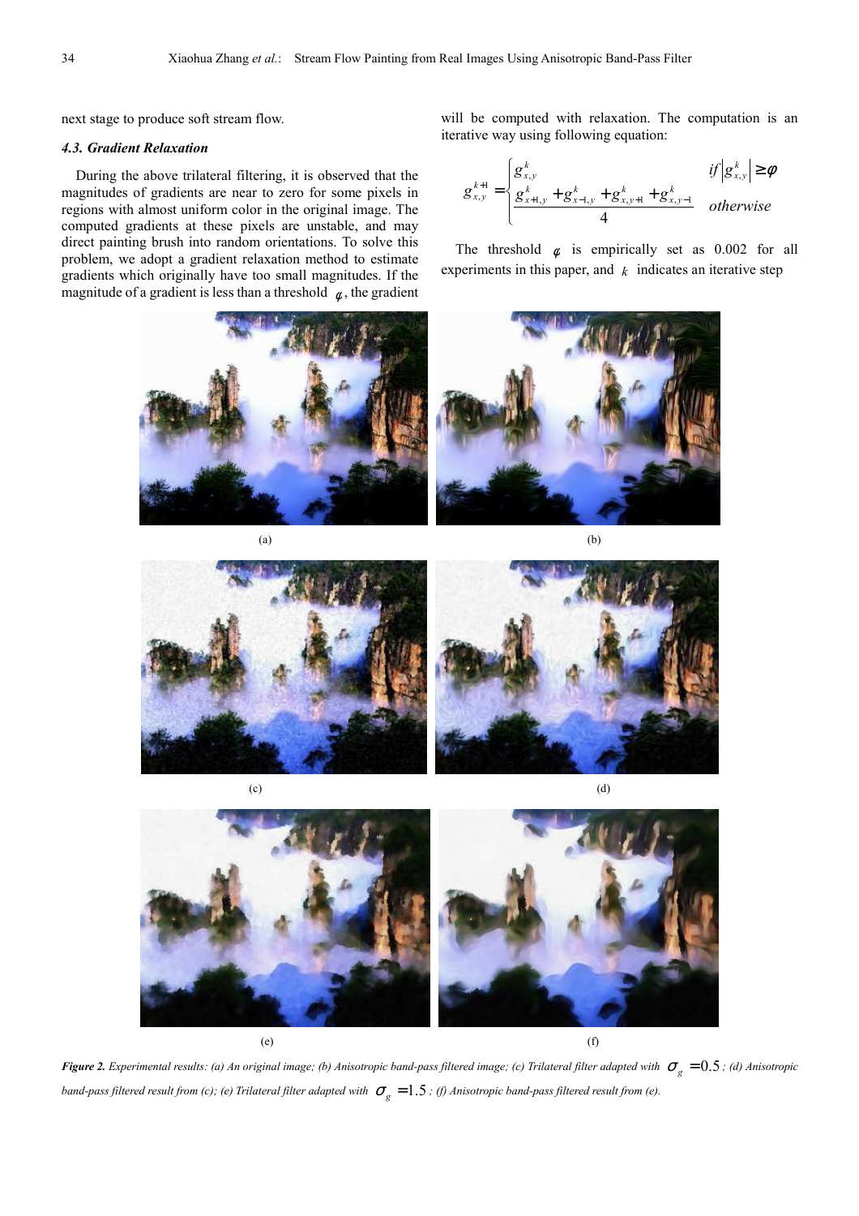next stage to produce soft stream flow.

### 4.3. Gradient Relaxation

During the above trilateral filtering, it is observed that the magnitudes of gradients are near to zero for some pixels in regions with almost uniform color in the original image. The computed gradients at these pixels are unstable, and may direct painting brush into random orientations. To solve this problem, we adopt a gradient relaxation method to estimate gradients which originally have too small magnitudes. If the magnitude of a gradient is less than a threshold $\varphi$, the gradient will be computed with relaxation. The computation is an iterative way using following equation:

$$g_{x,y}^{k+1} = \begin{cases} g_{x,y}^{k} & if \left| g_{x,y}^{k} \right| \geq \varphi \\ \dfrac{g_{x+1,y}^{k} + g_{x-1,y}^{k} + g_{x,y+1}^{k} + g_{x,y-1}^{k}}{4} & otherwise \end{cases}$$

The threshold $\varphi$ is empirically set as 0.002 for all experiments in this paper, and $k$ indicates an iterative step

(a) (b)

(c) (d)

(e) (f)

***Figure 2.*** *Experimental results: (a) An original image; (b) Anisotropic band-pass filtered image; (c) Trilateral filter adapted with* $\sigma_g = 0.5$*; (d) Anisotropic band-pass filtered result from (c); (e) Trilateral filter adapted with* $\sigma_g = 1.5$*; (f) Anisotropic band-pass filtered result from (e).*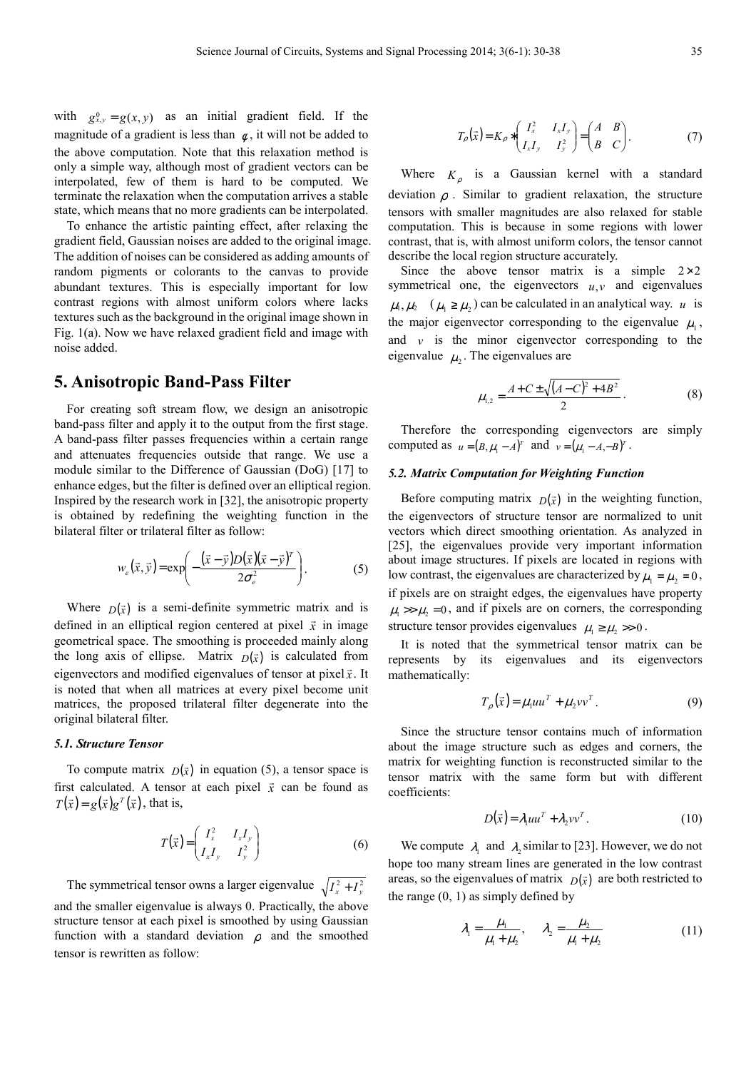with $g^0_{x,y} = g(x, y)$ as an initial gradient field. If the magnitude of a gradient is less than $\varepsilon$, it will not be added to the above computation. Note that this relaxation method is only a simple way, although most of gradient vectors can be interpolated, few of them is hard to be computed. We terminate the relaxation when the computation arrives a stable state, which means that no more gradients can be interpolated.

To enhance the artistic painting effect, after relaxing the gradient field, Gaussian noises are added to the original image. The addition of noises can be considered as adding amounts of random pigments or colorants to the canvas to provide abundant textures. This is especially important for low contrast regions with almost uniform colors where lacks textures such as the background in the original image shown in Fig. 1(a). Now we have relaxed gradient field and image with noise added.

## 5. Anisotropic Band-Pass Filter

For creating soft stream flow, we design an anisotropic band-pass filter and apply it to the output from the first stage. A band-pass filter passes frequencies within a certain range and attenuates frequencies outside that range. We use a module similar to the Difference of Gaussian (DoG) [17] to enhance edges, but the filter is defined over an elliptical region. Inspired by the research work in [32], the anisotropic property is obtained by redefining the weighting function in the bilateral filter or trilateral filter as follow:

$$w_e(\vec{x}, \vec{y}) = \exp\left(-\frac{(\vec{x}-\vec{y})D(\vec{x})(\vec{x}-\vec{y})^T}{2\sigma_e^2}\right). \tag{5}$$

Where $D(\vec{x})$ is a semi-definite symmetric matrix and is defined in an elliptical region centered at pixel $\vec{x}$ in image geometrical space. The smoothing is proceeded mainly along the long axis of ellipse. Matrix $D(\vec{x})$ is calculated from eigenvectors and modified eigenvalues of tensor at pixel $\vec{x}$. It is noted that when all matrices at every pixel become unit matrices, the proposed trilateral filter degenerate into the original bilateral filter.

### 5.1. Structure Tensor

To compute matrix $D(\vec{x})$ in equation (5), a tensor space is first calculated. A tensor at each pixel $\vec{x}$ can be found as $T(\vec{x}) = g(\vec{x})g^T(\vec{x})$, that is,

$$T(\vec{x}) = \begin{pmatrix} I_x^2 & I_xI_y \\ I_xI_y & I_y^2 \end{pmatrix} \tag{6}$$

The symmetrical tensor owns a larger eigenvalue $\sqrt{I_x^2 + I_y^2}$ and the smaller eigenvalue is always 0. Practically, the above structure tensor at each pixel is smoothed by using Gaussian function with a standard deviation $\rho$ and the smoothed tensor is rewritten as follow:

$$T_\rho(\vec{x}) = K_\rho * \begin{pmatrix} I_x^2 & I_xI_y \\ I_xI_y & I_y^2 \end{pmatrix} = \begin{pmatrix} A & B \\ B & C \end{pmatrix}. \tag{7}$$

Where $K_\rho$ is a Gaussian kernel with a standard deviation $\rho$. Similar to gradient relaxation, the structure tensors with smaller magnitudes are also relaxed for stable computation. This is because in some regions with lower contrast, that is, with almost uniform colors, the tensor cannot describe the local region structure accurately.

Since the above tensor matrix is a simple $2\times2$ symmetrical one, the eigenvectors $u, v$ and eigenvalues $\mu_1, \mu_2$ ($\mu_1 \geq \mu_2$) can be calculated in an analytical way. $u$ is the major eigenvector corresponding to the eigenvalue $\mu_1$, and $v$ is the minor eigenvector corresponding to the eigenvalue $\mu_2$. The eigenvalues are

$$\mu_{1,2} = \frac{A + C \pm \sqrt{(A-C)^2 + 4B^2}}{2}. \tag{8}$$

Therefore the corresponding eigenvectors are simply computed as $u = (B, \mu_1 - A)^T$ and $v = (\mu_1 - A, -B)^T$.

### 5.2. Matrix Computation for Weighting Function

Before computing matrix $D(\vec{x})$ in the weighting function, the eigenvectors of structure tensor are normalized to unit vectors which direct smoothing orientation. As analyzed in [25], the eigenvalues provide very important information about image structures. If pixels are located in regions with low contrast, the eigenvalues are characterized by $\mu_1 = \mu_2 = 0$, if pixels are on straight edges, the eigenvalues have property $\mu_1 \gg \mu_2 = 0$, and if pixels are on corners, the corresponding structure tensor provides eigenvalues $\mu_1 \geq \mu_2 \gg 0$.

It is noted that the symmetrical tensor matrix can be represents by its eigenvalues and its eigenvectors mathematically:

$$T_\rho(\vec{x}) = \mu_1 uu^T + \mu_2 vv^T. \tag{9}$$

Since the structure tensor contains much of information about the image structure such as edges and corners, the matrix for weighting function is reconstructed similar to the tensor matrix with the same form but with different coefficients:

$$D(\vec{x}) = \lambda_1 uu^T + \lambda_2 vv^T. \tag{10}$$

We compute $\lambda_1$ and $\lambda_2$ similar to [23]. However, we do not hope too many stream lines are generated in the low contrast areas, so the eigenvalues of matrix $D(\vec{x})$ are both restricted to the range (0, 1) as simply defined by

$$\lambda_1 = \frac{\mu_1}{\mu_1 + \mu_2}, \quad \lambda_2 = \frac{\mu_2}{\mu_1 + \mu_2} \tag{11}$$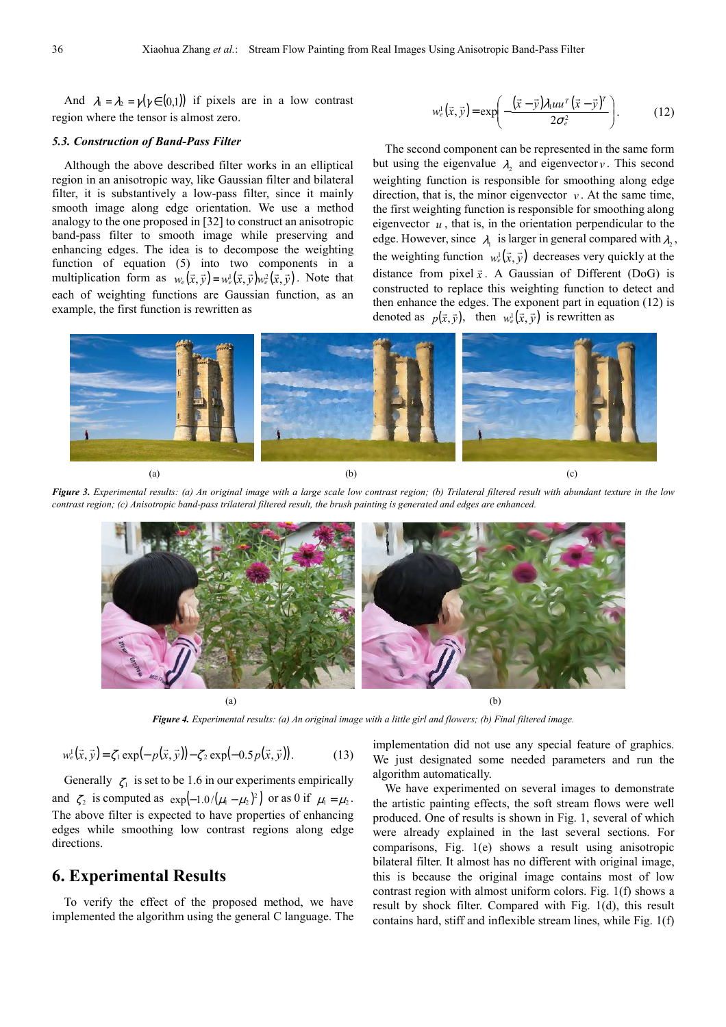And $\lambda_1 = \lambda_2 = \gamma(\gamma \in (0,1))$ if pixels are in a low contrast region where the tensor is almost zero.

### 5.3. Construction of Band-Pass Filter

Although the above described filter works in an elliptical region in an anisotropic way, like Gaussian filter and bilateral filter, it is substantively a low-pass filter, since it mainly smooth image along edge orientation. We use a method analogy to the one proposed in [32] to construct an anisotropic band-pass filter to smooth image while preserving and enhancing edges. The idea is to decompose the weighting function of equation (5) into two components in a multiplication form as $w_e(\vec{x},\vec{y}) = w_e^1(\vec{x},\vec{y})w_e^2(\vec{x},\vec{y})$. Note that each of weighting functions are Gaussian function, as an example, the first function is rewritten as

$$w_e^1(\vec{x},\vec{y}) = \exp\left(-\frac{(\vec{x}-\vec{y})\lambda_1 uu^T(\vec{x}-\vec{y})^T}{2\sigma_e^2}\right). \tag{12}$$

The second component can be represented in the same form but using the eigenvalue $\lambda_2$ and eigenvector $v$. This second weighting function is responsible for smoothing along edge direction, that is, the minor eigenvector $v$. At the same time, the first weighting function is responsible for smoothing along eigenvector $u$, that is, in the orientation perpendicular to the edge. However, since $\lambda_1$ is larger in general compared with $\lambda_2$, the weighting function $w_e^1(\vec{x},\vec{y})$ decreases very quickly at the distance from pixel $\vec{x}$. A Gaussian of Different (DoG) is constructed to replace this weighting function to detect and then enhance the edges. The exponent part in equation (12) is denoted as $p(\vec{x},\vec{y})$, then $w_e^1(\vec{x},\vec{y})$ is rewritten as

*Figure 3. Experimental results: (a) An original image with a large scale low contrast region; (b) Trilateral filtered result with abundant texture in the low contrast region; (c) Anisotropic band-pass trilateral filtered result, the brush painting is generated and edges are enhanced.*

*Figure 4. Experimental results: (a) An original image with a little girl and flowers; (b) Final filtered image.*

$$w_e^1(\vec{x},\vec{y}) = \zeta_1 \exp(-p(\vec{x},\vec{y})) - \zeta_2 \exp(-0.5\,p(\vec{x},\vec{y})). \tag{13}$$

Generally $\zeta_1$ is set to be 1.6 in our experiments empirically and $\zeta_2$ is computed as $\exp\left(-1.0/(\mu_1-\mu_2)^2\right)$ or as 0 if $\mu_1 = \mu_2$. The above filter is expected to have properties of enhancing edges while smoothing low contrast regions along edge directions.

## 6. Experimental Results

To verify the effect of the proposed method, we have implemented the algorithm using the general C language. The implementation did not use any special feature of graphics. We just designated some needed parameters and run the algorithm automatically.

We have experimented on several images to demonstrate the artistic painting effects, the soft stream flows were well produced. One of results is shown in Fig. 1, several of which were already explained in the last several sections. For comparisons, Fig. 1(e) shows a result using anisotropic bilateral filter. It almost has no different with original image, this is because the original image contains most of low contrast region with almost uniform colors. Fig. 1(f) shows a result by shock filter. Compared with Fig. 1(d), this result contains hard, stiff and inflexible stream lines, while Fig. 1(f)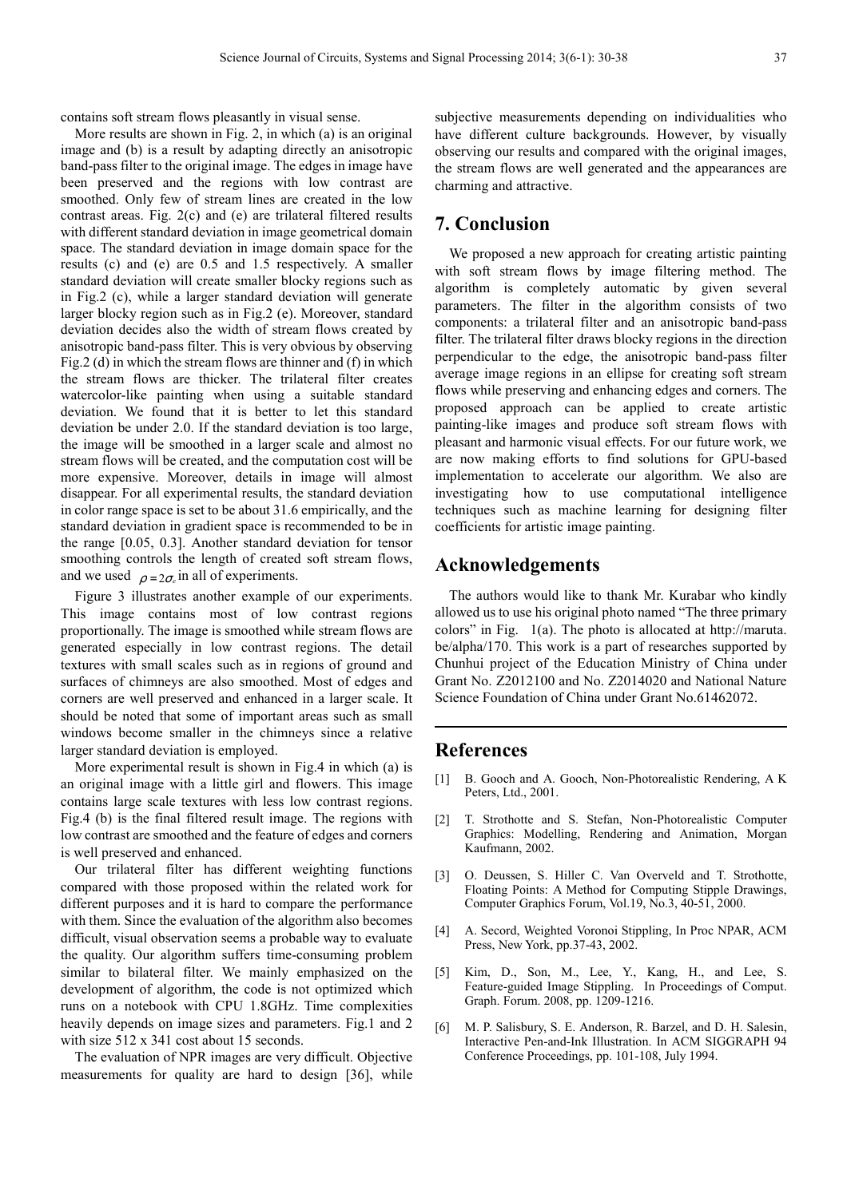contains soft stream flows pleasantly in visual sense.

More results are shown in Fig. 2, in which (a) is an original image and (b) is a result by adapting directly an anisotropic band-pass filter to the original image. The edges in image have been preserved and the regions with low contrast are smoothed. Only few of stream lines are created in the low contrast areas. Fig. 2(c) and (e) are trilateral filtered results with different standard deviation in image geometrical domain space. The standard deviation in image domain space for the results (c) and (e) are 0.5 and 1.5 respectively. A smaller standard deviation will create smaller blocky regions such as in Fig.2 (c), while a larger standard deviation will generate larger blocky region such as in Fig.2 (e). Moreover, standard deviation decides also the width of stream flows created by anisotropic band-pass filter. This is very obvious by observing Fig.2 (d) in which the stream flows are thinner and (f) in which the stream flows are thicker. The trilateral filter creates watercolor-like painting when using a suitable standard deviation. We found that it is better to let this standard deviation be under 2.0. If the standard deviation is too large, the image will be smoothed in a larger scale and almost no stream flows will be created, and the computation cost will be more expensive. Moreover, details in image will almost disappear. For all experimental results, the standard deviation in color range space is set to be about 31.6 empirically, and the standard deviation in gradient space is recommended to be in the range [0.05, 0.3]. Another standard deviation for tensor smoothing controls the length of created soft stream flows, and we used $\rho = 2\sigma_e$ in all of experiments.

Figure 3 illustrates another example of our experiments. This image contains most of low contrast regions proportionally. The image is smoothed while stream flows are generated especially in low contrast regions. The detail textures with small scales such as in regions of ground and surfaces of chimneys are also smoothed. Most of edges and corners are well preserved and enhanced in a larger scale. It should be noted that some of important areas such as small windows become smaller in the chimneys since a relative larger standard deviation is employed.

More experimental result is shown in Fig.4 in which (a) is an original image with a little girl and flowers. This image contains large scale textures with less low contrast regions. Fig.4 (b) is the final filtered result image. The regions with low contrast are smoothed and the feature of edges and corners is well preserved and enhanced.

Our trilateral filter has different weighting functions compared with those proposed within the related work for different purposes and it is hard to compare the performance with them. Since the evaluation of the algorithm also becomes difficult, visual observation seems a probable way to evaluate the quality. Our algorithm suffers time-consuming problem similar to bilateral filter. We mainly emphasized on the development of algorithm, the code is not optimized which runs on a notebook with CPU 1.8GHz. Time complexities heavily depends on image sizes and parameters. Fig.1 and 2 with size 512 x 341 cost about 15 seconds.

The evaluation of NPR images are very difficult. Objective measurements for quality are hard to design [36], while subjective measurements depending on individualities who have different culture backgrounds. However, by visually observing our results and compared with the original images, the stream flows are well generated and the appearances are charming and attractive.

## 7. Conclusion

We proposed a new approach for creating artistic painting with soft stream flows by image filtering method. The algorithm is completely automatic by given several parameters. The filter in the algorithm consists of two components: a trilateral filter and an anisotropic band-pass filter. The trilateral filter draws blocky regions in the direction perpendicular to the edge, the anisotropic band-pass filter average image regions in an ellipse for creating soft stream flows while preserving and enhancing edges and corners. The proposed approach can be applied to create artistic painting-like images and produce soft stream flows with pleasant and harmonic visual effects. For our future work, we are now making efforts to find solutions for GPU-based implementation to accelerate our algorithm. We also are investigating how to use computational intelligence techniques such as machine learning for designing filter coefficients for artistic image painting.

## Acknowledgements

The authors would like to thank Mr. Kurabar who kindly allowed us to use his original photo named "The three primary colors" in Fig. 1(a). The photo is allocated at http://maruta.be/alpha/170. This work is a part of researches supported by Chunhui project of the Education Ministry of China under Grant No. Z2012100 and No. Z2014020 and National Nature Science Foundation of China under Grant No.61462072.

## References

[1] B. Gooch and A. Gooch, Non-Photorealistic Rendering, A K Peters, Ltd., 2001.

[2] T. Strothotte and S. Stefan, Non-Photorealistic Computer Graphics: Modelling, Rendering and Animation, Morgan Kaufmann, 2002.

[3] O. Deussen, S. Hiller C. Van Overveld and T. Strothotte, Floating Points: A Method for Computing Stipple Drawings, Computer Graphics Forum, Vol.19, No.3, 40-51, 2000.

[4] A. Secord, Weighted Voronoi Stippling, In Proc NPAR, ACM Press, New York, pp.37-43, 2002.

[5] Kim, D., Son, M., Lee, Y., Kang, H., and Lee, S. Feature-guided Image Stippling. In Proceedings of Comput. Graph. Forum. 2008, pp. 1209-1216.

[6] M. P. Salisbury, S. E. Anderson, R. Barzel, and D. H. Salesin, Interactive Pen-and-Ink Illustration. In ACM SIGGRAPH 94 Conference Proceedings, pp. 101-108, July 1994.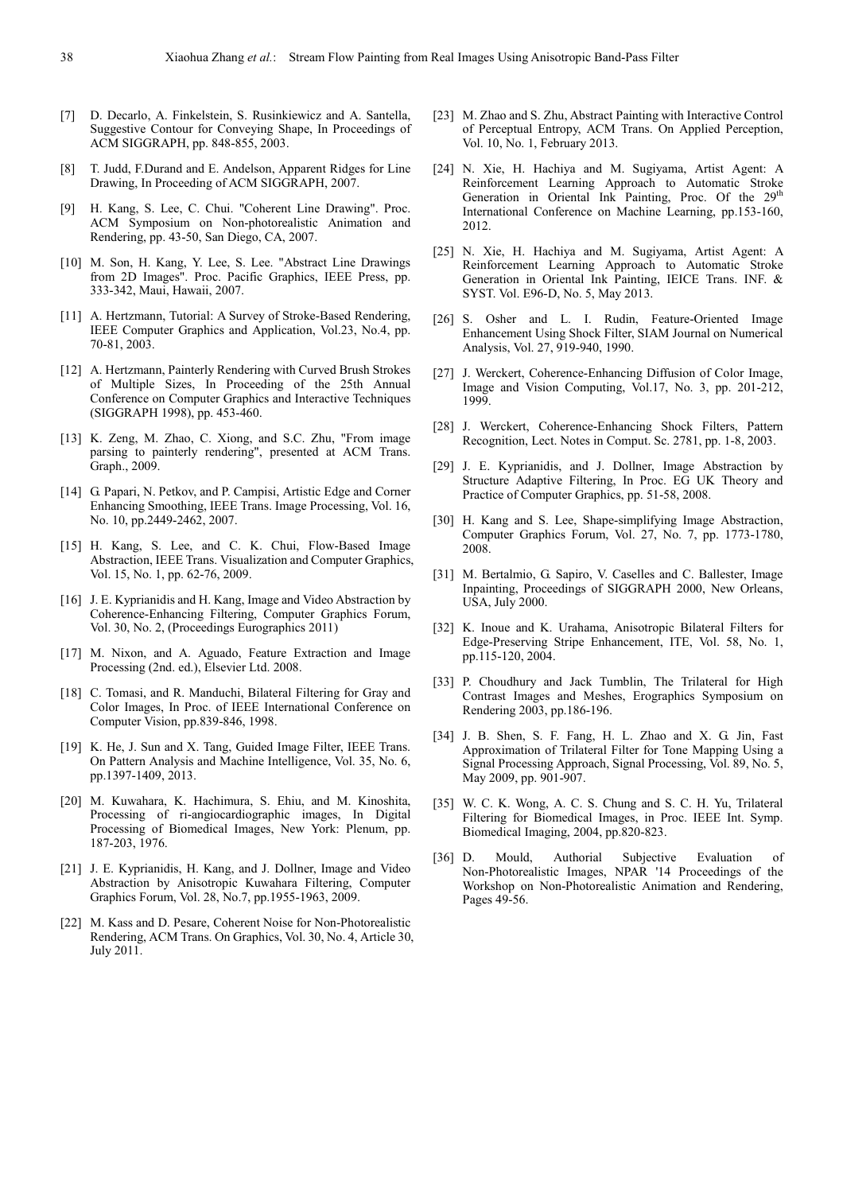[7] D. Decarlo, A. Finkelstein, S. Rusinkiewicz and A. Santella, Suggestive Contour for Conveying Shape, In Proceedings of ACM SIGGRAPH, pp. 848-855, 2003.

[8] T. Judd, F.Durand and E. Andelson, Apparent Ridges for Line Drawing, In Proceeding of ACM SIGGRAPH, 2007.

[9] H. Kang, S. Lee, C. Chui. "Coherent Line Drawing". Proc. ACM Symposium on Non-photorealistic Animation and Rendering, pp. 43-50, San Diego, CA, 2007.

[10] M. Son, H. Kang, Y. Lee, S. Lee. "Abstract Line Drawings from 2D Images". Proc. Pacific Graphics, IEEE Press, pp. 333-342, Maui, Hawaii, 2007.

[11] A. Hertzmann, Tutorial: A Survey of Stroke-Based Rendering, IEEE Computer Graphics and Application, Vol.23, No.4, pp. 70-81, 2003.

[12] A. Hertzmann, Painterly Rendering with Curved Brush Strokes of Multiple Sizes, In Proceeding of the 25th Annual Conference on Computer Graphics and Interactive Techniques (SIGGRAPH 1998), pp. 453-460.

[13] K. Zeng, M. Zhao, C. Xiong, and S.C. Zhu, "From image parsing to painterly rendering", presented at ACM Trans. Graph., 2009.

[14] G. Papari, N. Petkov, and P. Campisi, Artistic Edge and Corner Enhancing Smoothing, IEEE Trans. Image Processing, Vol. 16, No. 10, pp.2449-2462, 2007.

[15] H. Kang, S. Lee, and C. K. Chui, Flow-Based Image Abstraction, IEEE Trans. Visualization and Computer Graphics, Vol. 15, No. 1, pp. 62-76, 2009.

[16] J. E. Kyprianidis and H. Kang, Image and Video Abstraction by Coherence-Enhancing Filtering, Computer Graphics Forum, Vol. 30, No. 2, (Proceedings Eurographics 2011)

[17] M. Nixon, and A. Aguado, Feature Extraction and Image Processing (2nd. ed.), Elsevier Ltd. 2008.

[18] C. Tomasi, and R. Manduchi, Bilateral Filtering for Gray and Color Images, In Proc. of IEEE International Conference on Computer Vision, pp.839-846, 1998.

[19] K. He, J. Sun and X. Tang, Guided Image Filter, IEEE Trans. On Pattern Analysis and Machine Intelligence, Vol. 35, No. 6, pp.1397-1409, 2013.

[20] M. Kuwahara, K. Hachimura, S. Ehiu, and M. Kinoshita, Processing of ri-angiocardiographic images, In Digital Processing of Biomedical Images, New York: Plenum, pp. 187-203, 1976.

[21] J. E. Kyprianidis, H. Kang, and J. Dollner, Image and Video Abstraction by Anisotropic Kuwahara Filtering, Computer Graphics Forum, Vol. 28, No.7, pp.1955-1963, 2009.

[22] M. Kass and D. Pesare, Coherent Noise for Non-Photorealistic Rendering, ACM Trans. On Graphics, Vol. 30, No. 4, Article 30, July 2011.

[23] M. Zhao and S. Zhu, Abstract Painting with Interactive Control of Perceptual Entropy, ACM Trans. On Applied Perception, Vol. 10, No. 1, February 2013.

[24] N. Xie, H. Hachiya and M. Sugiyama, Artist Agent: A Reinforcement Learning Approach to Automatic Stroke Generation in Oriental Ink Painting, Proc. Of the 29th International Conference on Machine Learning, pp.153-160, 2012.

[25] N. Xie, H. Hachiya and M. Sugiyama, Artist Agent: A Reinforcement Learning Approach to Automatic Stroke Generation in Oriental Ink Painting, IEICE Trans. INF. & SYST. Vol. E96-D, No. 5, May 2013.

[26] S. Osher and L. I. Rudin, Feature-Oriented Image Enhancement Using Shock Filter, SIAM Journal on Numerical Analysis, Vol. 27, 919-940, 1990.

[27] J. Werckert, Coherence-Enhancing Diffusion of Color Image, Image and Vision Computing, Vol.17, No. 3, pp. 201-212, 1999.

[28] J. Werckert, Coherence-Enhancing Shock Filters, Pattern Recognition, Lect. Notes in Comput. Sc. 2781, pp. 1-8, 2003.

[29] J. E. Kyprianidis, and J. Dollner, Image Abstraction by Structure Adaptive Filtering, In Proc. EG UK Theory and Practice of Computer Graphics, pp. 51-58, 2008.

[30] H. Kang and S. Lee, Shape-simplifying Image Abstraction, Computer Graphics Forum, Vol. 27, No. 7, pp. 1773-1780, 2008.

[31] M. Bertalmio, G. Sapiro, V. Caselles and C. Ballester, Image Inpainting, Proceedings of SIGGRAPH 2000, New Orleans, USA, July 2000.

[32] K. Inoue and K. Urahama, Anisotropic Bilateral Filters for Edge-Preserving Stripe Enhancement, ITE, Vol. 58, No. 1, pp.115-120, 2004.

[33] P. Choudhury and Jack Tumblin, The Trilateral for High Contrast Images and Meshes, Erographics Symposium on Rendering 2003, pp.186-196.

[34] J. B. Shen, S. F. Fang, H. L. Zhao and X. G. Jin, Fast Approximation of Trilateral Filter for Tone Mapping Using a Signal Processing Approach, Signal Processing, Vol. 89, No. 5, May 2009, pp. 901-907.

[35] W. C. K. Wong, A. C. S. Chung and S. C. H. Yu, Trilateral Filtering for Biomedical Images, in Proc. IEEE Int. Symp. Biomedical Imaging, 2004, pp.820-823.

[36] D. Mould, Authorial Subjective Evaluation of Non-Photorealistic Images, NPAR '14 Proceedings of the Workshop on Non-Photorealistic Animation and Rendering, Pages 49-56.